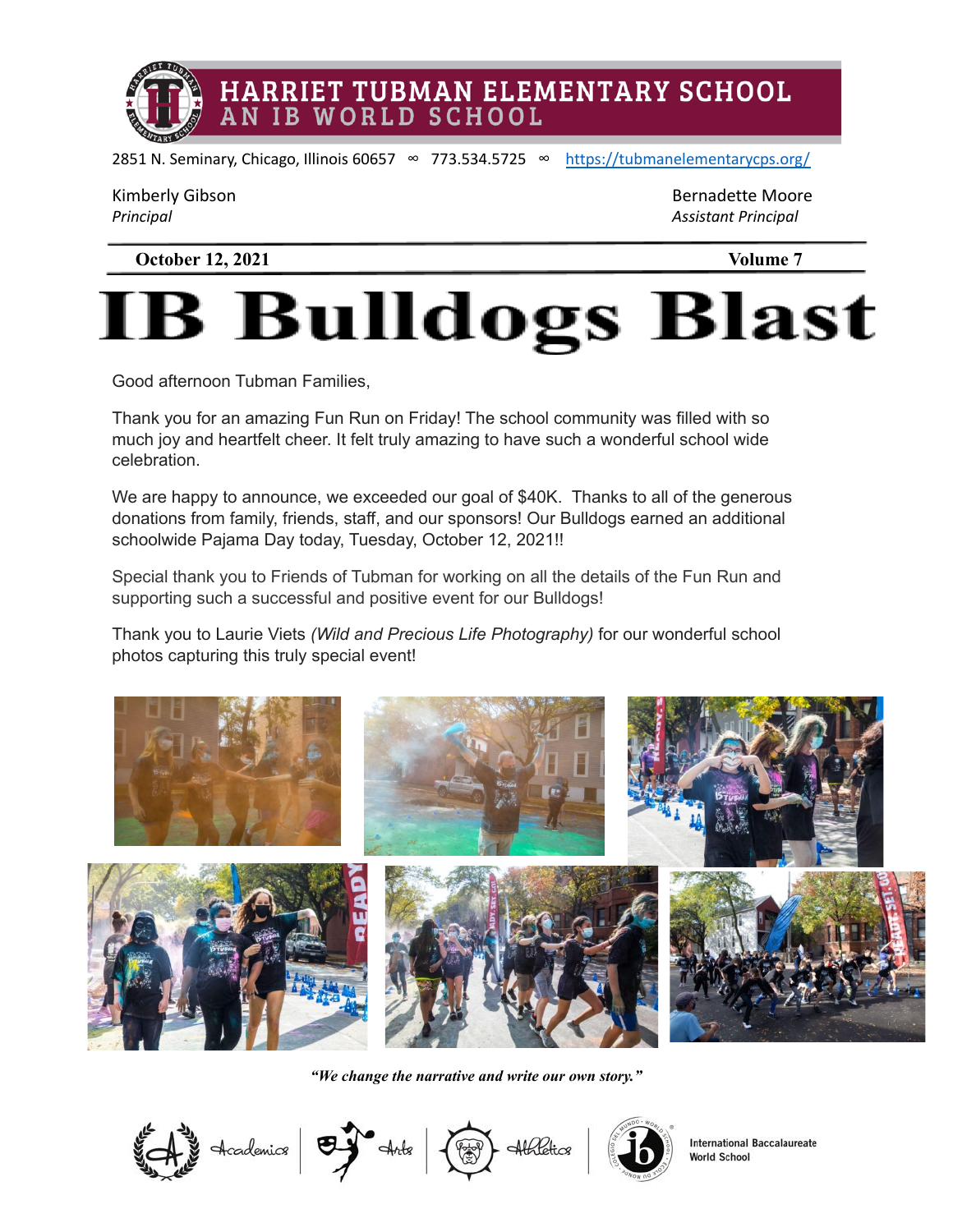# HARRIET TUBMAN ELEMENTARY SCHOOL
## AN IB WORLD SCHOOL

2851 N. Seminary, Chicago, Illinois 60657 ∞ 773.534.5725 ∞ https://tubmanelementarycps.org/

Kimberly Gibson
*Principal*

Bernadette Moore
*Assistant Principal*

**October 12, 2021** **Volume 7**

# IB Bulldogs Blast

Good afternoon Tubman Families,

Thank you for an amazing Fun Run on Friday! The school community was filled with so much joy and heartfelt cheer. It felt truly amazing to have such a wonderful school wide celebration.

We are happy to announce, we exceeded our goal of $40K. Thanks to all of the generous donations from family, friends, staff, and our sponsors! Our Bulldogs earned an additional schoolwide Pajama Day today, Tuesday, October 12, 2021!!

Special thank you to Friends of Tubman for working on all the details of the Fun Run and supporting such a successful and positive event for our Bulldogs!

Thank you to Laurie Viets *(Wild and Precious Life Photography)* for our wonderful school photos capturing this truly special event!

***"We change the narrative and write our own story."***

Academics | Arts | Athletics | International Baccalaureate World School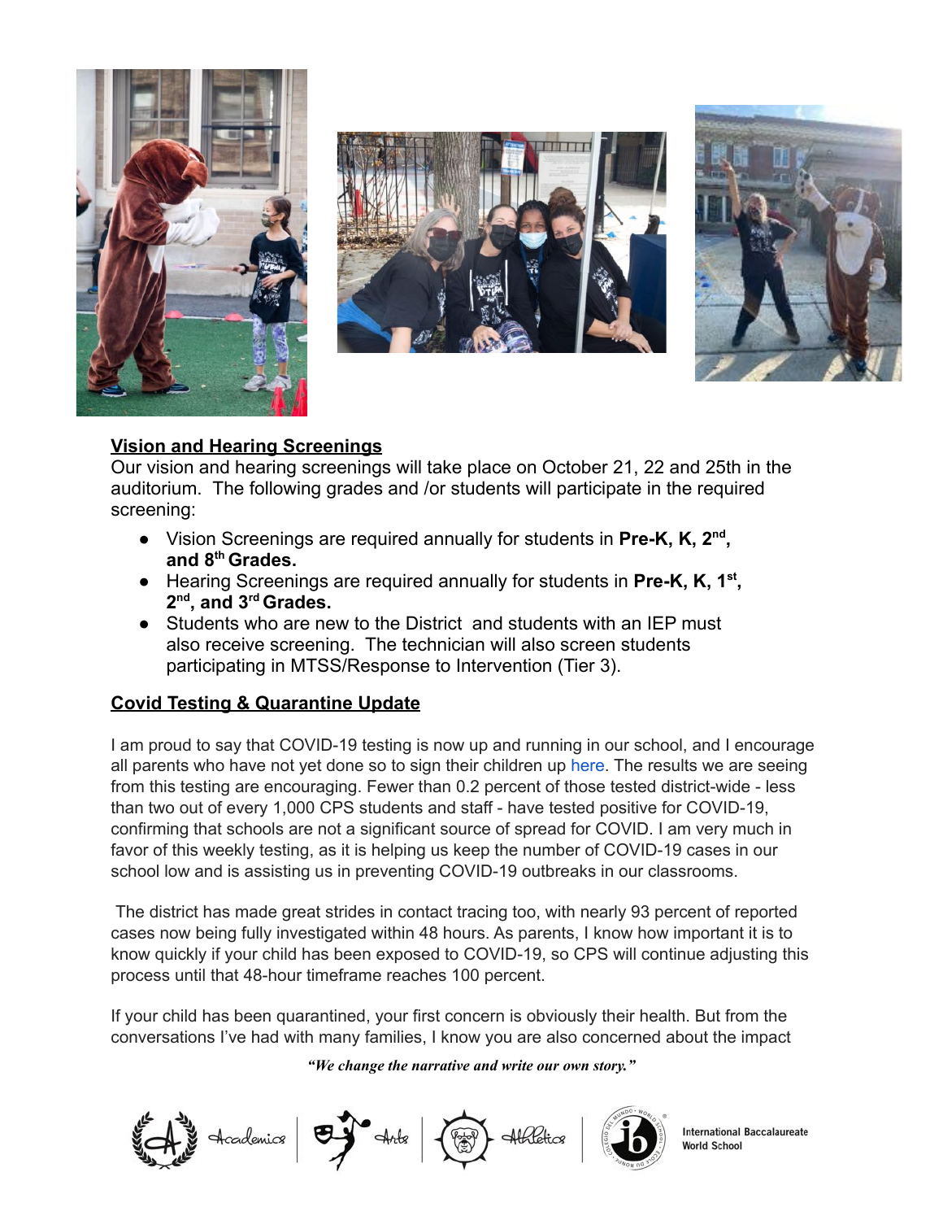## Vision and Hearing Screenings

Our vision and hearing screenings will take place on October 21, 22 and 25th in the auditorium. The following grades and /or students will participate in the required screening:

- Vision Screenings are required annually for students in **Pre-K, K, 2nd, and 8th Grades.**
- Hearing Screenings are required annually for students in **Pre-K, K, 1st, 2nd, and 3rd Grades.**
- Students who are new to the District and students with an IEP must also receive screening. The technician will also screen students participating in MTSS/Response to Intervention (Tier 3).

## Covid Testing & Quarantine Update

I am proud to say that COVID-19 testing is now up and running in our school, and I encourage all parents who have not yet done so to sign their children up here. The results we are seeing from this testing are encouraging. Fewer than 0.2 percent of those tested district-wide - less than two out of every 1,000 CPS students and staff - have tested positive for COVID-19, confirming that schools are not a significant source of spread for COVID. I am very much in favor of this weekly testing, as it is helping us keep the number of COVID-19 cases in our school low and is assisting us in preventing COVID-19 outbreaks in our classrooms.

The district has made great strides in contact tracing too, with nearly 93 percent of reported cases now being fully investigated within 48 hours. As parents, I know how important it is to know quickly if your child has been exposed to COVID-19, so CPS will continue adjusting this process until that 48-hour timeframe reaches 100 percent.

If your child has been quarantined, your first concern is obviously their health. But from the conversations I've had with many families, I know you are also concerned about the impact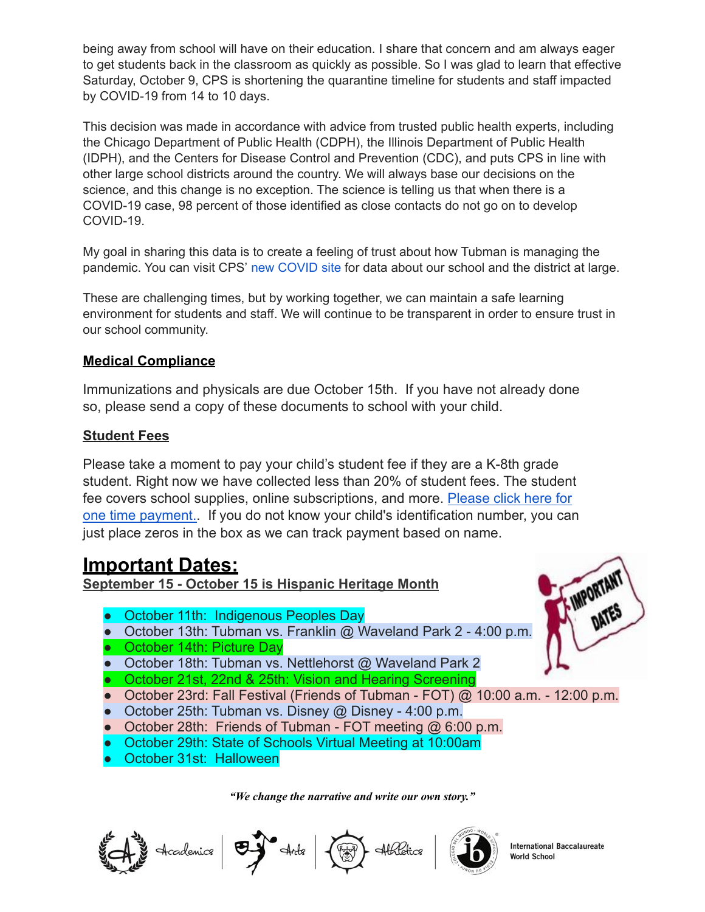being away from school will have on their education. I share that concern and am always eager to get students back in the classroom as quickly as possible. So I was glad to learn that effective Saturday, October 9, CPS is shortening the quarantine timeline for students and staff impacted by COVID-19 from 14 to 10 days.

This decision was made in accordance with advice from trusted public health experts, including the Chicago Department of Public Health (CDPH), the Illinois Department of Public Health (IDPH), and the Centers for Disease Control and Prevention (CDC), and puts CPS in line with other large school districts around the country. We will always base our decisions on the science, and this change is no exception. The science is telling us that when there is a COVID-19 case, 98 percent of those identified as close contacts do not go on to develop COVID-19.

My goal in sharing this data is to create a feeling of trust about how Tubman is managing the pandemic. You can visit CPS' new COVID site for data about our school and the district at large.

These are challenging times, but by working together, we can maintain a safe learning environment for students and staff. We will continue to be transparent in order to ensure trust in our school community.

## Medical Compliance

Immunizations and physicals are due October 15th. If you have not already done so, please send a copy of these documents to school with your child.

## Student Fees

Please take a moment to pay your child's student fee if they are a K-8th grade student. Right now we have collected less than 20% of student fees. The student fee covers school supplies, online subscriptions, and more. Please click here for one time payment.. If you do not know your child's identification number, you can just place zeros in the box as we can track payment based on name.

# Important Dates:

**September 15 - October 15 is Hispanic Heritage Month**

- October 11th: Indigenous Peoples Day
- October 13th: Tubman vs. Franklin @ Waveland Park 2 - 4:00 p.m.
- October 14th: Picture Day
- October 18th: Tubman vs. Nettlehorst @ Waveland Park 2
- October 21st, 22nd & 25th: Vision and Hearing Screening
- October 23rd: Fall Festival (Friends of Tubman - FOT) @ 10:00 a.m. - 12:00 p.m.
- October 25th: Tubman vs. Disney @ Disney - 4:00 p.m.
- October 28th: Friends of Tubman - FOT meeting @ 6:00 p.m.
- October 29th: State of Schools Virtual Meeting at 10:00am
- October 31st: Halloween

*"We change the narrative and write our own story."*

Academics | Arts | Athletics | International Baccalaureate World School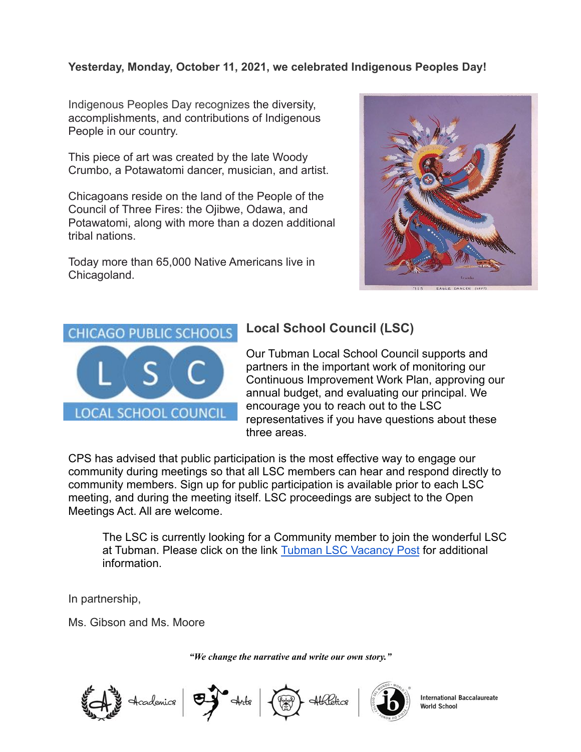**Yesterday, Monday, October 11, 2021, we celebrated Indigenous Peoples Day!**

Indigenous Peoples Day recognizes the diversity, accomplishments, and contributions of Indigenous People in our country.

This piece of art was created by the late Woody Crumbo, a Potawatomi dancer, musician, and artist.

Chicagoans reside on the land of the People of the Council of Three Fires: the Ojibwe, Odawa, and Potawatomi, along with more than a dozen additional tribal nations.

Today more than 65,000 Native Americans live in Chicagoland.

## Local School Council (LSC)

Our Tubman Local School Council supports and partners in the important work of monitoring our Continuous Improvement Work Plan, approving our annual budget, and evaluating our principal. We encourage you to reach out to the LSC representatives if you have questions about these three areas.

CPS has advised that public participation is the most effective way to engage our community during meetings so that all LSC members can hear and respond directly to community members. Sign up for public participation is available prior to each LSC meeting, and during the meeting itself. LSC proceedings are subject to the Open Meetings Act. All are welcome.

> The LSC is currently looking for a Community member to join the wonderful LSC at Tubman. Please click on the link [Tubman LSC Vacancy Post] for additional information.

In partnership,

Ms. Gibson and Ms. Moore

***"We change the narrative and write our own story."***

Academics | Arts | Athletics | International Baccalaureate World School